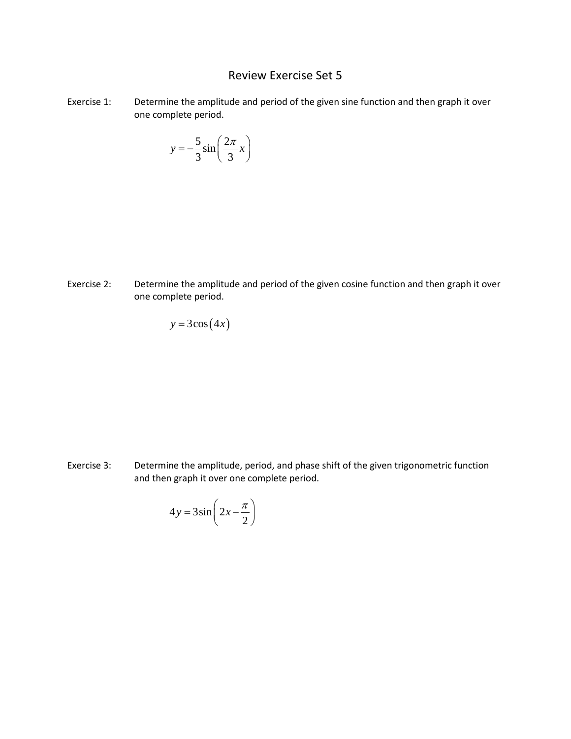# Review Exercise Set 5

Exercise 1: Determine the amplitude and period of the given sine function and then graph it over one complete period.

$$y = -\frac{5}{3}\sin\left(\frac{2\pi}{3}x\right)$$

Exercise 2: Determine the amplitude and period of the given cosine function and then graph it over one complete period.

$$y = 3\cos(4x)$$

Exercise 3: Determine the amplitude, period, and phase shift of the given trigonometric function and then graph it over one complete period.

$$4y = 3\sin\left(2x - \frac{\pi}{2}\right)$$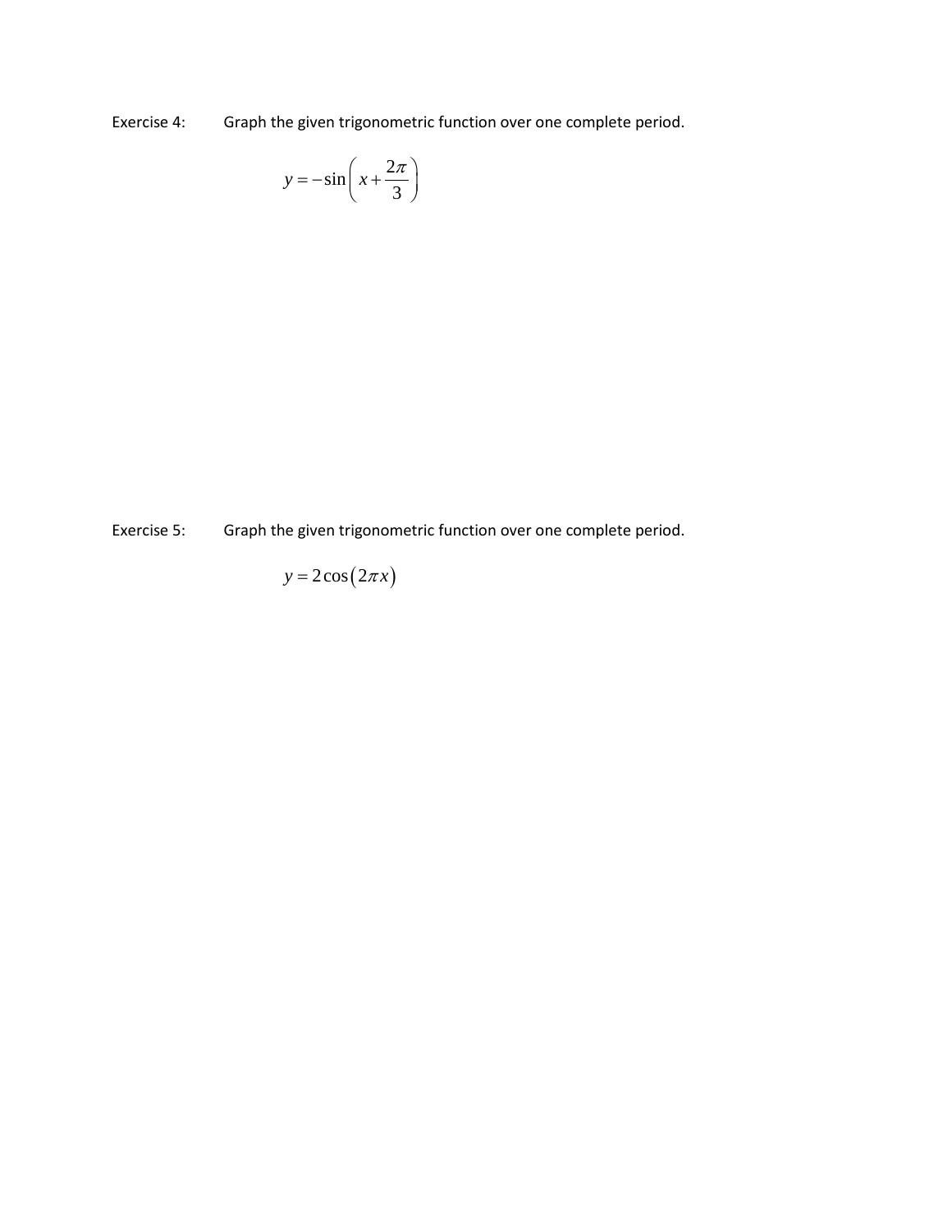Exercise 4: Graph the given trigonometric function over one complete period.

$$y = -\sin\left(x + \frac{2\pi}{3}\right)$$

Exercise 5: Graph the given trigonometric function over one complete period.

$$y = 2\cos(2\pi x)$$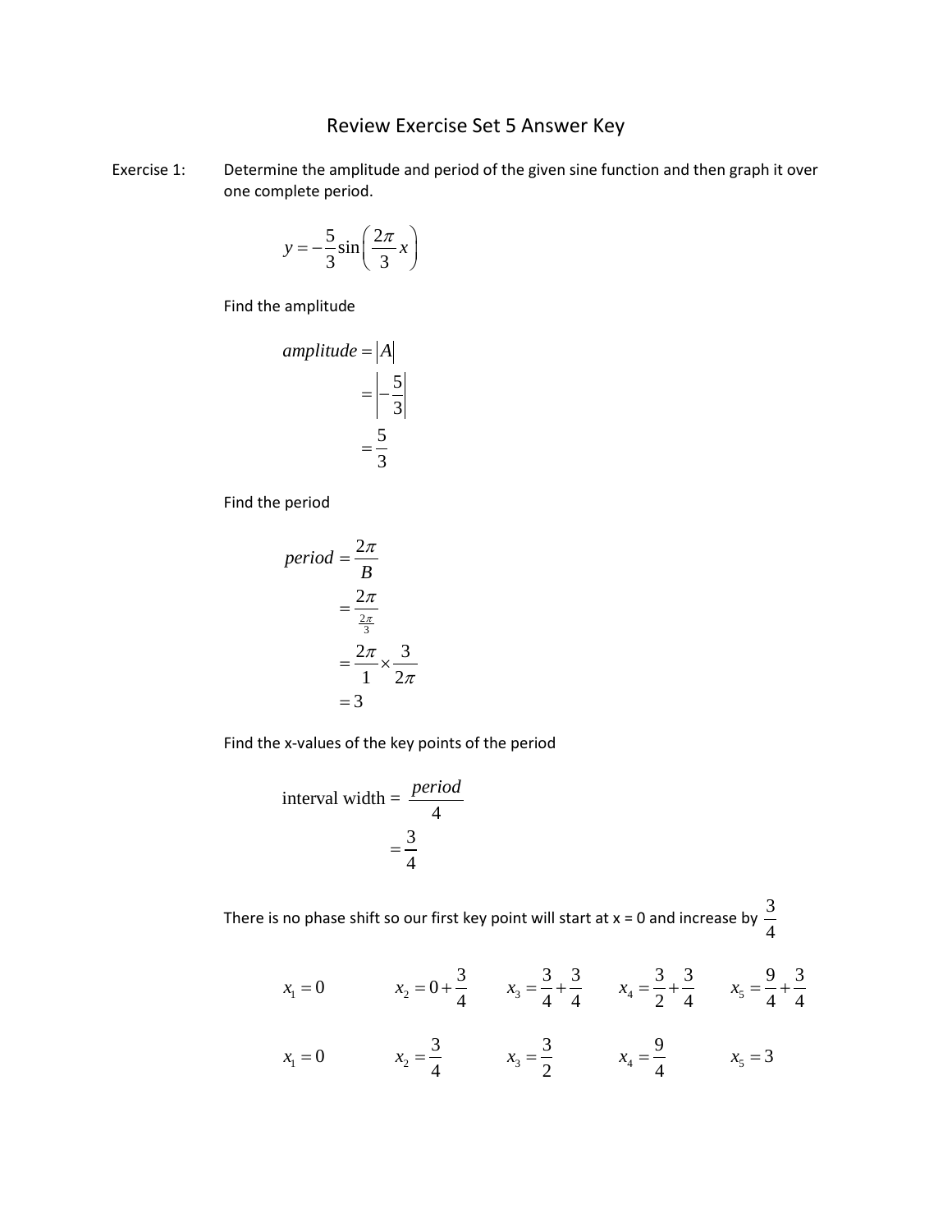# Review Exercise Set 5 Answer Key

Exercise 1: Determine the amplitude and period of the given sine function and then graph it over one complete period.

$$y = -\frac{5}{3}\sin\left(\frac{2\pi}{3}x\right)$$

Find the amplitude

$$\begin{aligned} amplitude &= |A| \\ &= \left|-\frac{5}{3}\right| \\ &= \frac{5}{3} \end{aligned}$$

Find the period

$$\begin{aligned} period &= \frac{2\pi}{B} \\ &= \frac{2\pi}{\frac{2\pi}{3}} \\ &= \frac{2\pi}{1} \times \frac{3}{2\pi} \\ &= 3 \end{aligned}$$

Find the x-values of the key points of the period

$$\begin{aligned} \text{interval width} &= \frac{period}{4} \\ &= \frac{3}{4} \end{aligned}$$

There is no phase shift so our first key point will start at x = 0 and increase by $\frac{3}{4}$

$$x_1 = 0 \qquad x_2 = 0 + \frac{3}{4} \qquad x_3 = \frac{3}{4} + \frac{3}{4} \qquad x_4 = \frac{3}{2} + \frac{3}{4} \qquad x_5 = \frac{9}{4} + \frac{3}{4}$$

$$x_1 = 0 \qquad x_2 = \frac{3}{4} \qquad x_3 = \frac{3}{2} \qquad x_4 = \frac{9}{4} \qquad x_5 = 3$$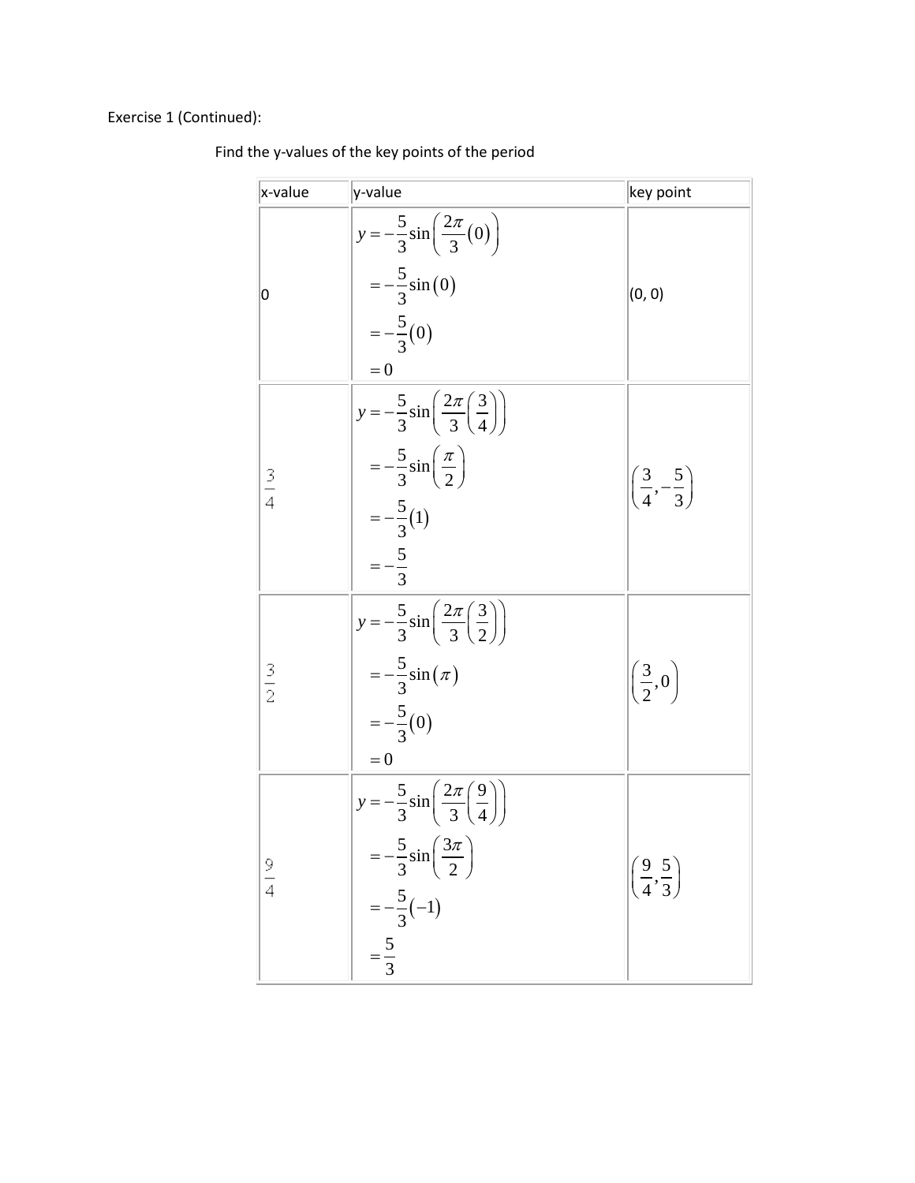Exercise 1 (Continued):

Find the y-values of the key points of the period

| x-value | y-value | key point |
|---|---|---|
| 0 | $y=-\frac{5}{3}\sin\left(\frac{2\pi}{3}(0)\right)$ <br> $=-\frac{5}{3}\sin(0)$ <br> $=-\frac{5}{3}(0)$ <br> $=0$ | (0, 0) |
| $\frac{3}{4}$ | $y=-\frac{5}{3}\sin\left(\frac{2\pi}{3}\left(\frac{3}{4}\right)\right)$ <br> $=-\frac{5}{3}\sin\left(\frac{\pi}{2}\right)$ <br> $=-\frac{5}{3}(1)$ <br> $=-\frac{5}{3}$ | $\left(\frac{3}{4},-\frac{5}{3}\right)$ |
| $\frac{3}{2}$ | $y=-\frac{5}{3}\sin\left(\frac{2\pi}{3}\left(\frac{3}{2}\right)\right)$ <br> $=-\frac{5}{3}\sin(\pi)$ <br> $=-\frac{5}{3}(0)$ <br> $=0$ | $\left(\frac{3}{2},0\right)$ |
| $\frac{9}{4}$ | $y=-\frac{5}{3}\sin\left(\frac{2\pi}{3}\left(\frac{9}{4}\right)\right)$ <br> $=-\frac{5}{3}\sin\left(\frac{3\pi}{2}\right)$ <br> $=-\frac{5}{3}(-1)$ <br> $=\frac{5}{3}$ | $\left(\frac{9}{4},\frac{5}{3}\right)$ |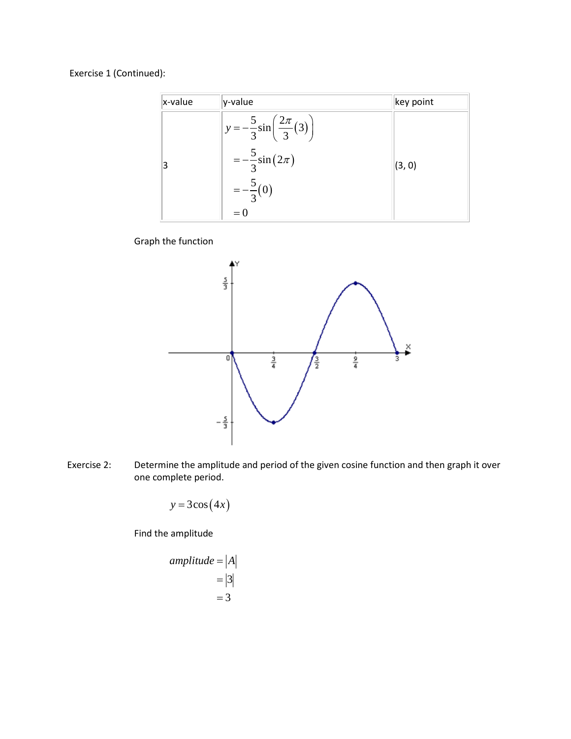Exercise 1 (Continued):

| x-value | y-value | key point |
|---|---|---|
| 3 | $y = -\frac{5}{3}\sin\left(\frac{2\pi}{3}(3)\right)$ $= -\frac{5}{3}\sin(2\pi)$ $= -\frac{5}{3}(0)$ $= 0$ | (3, 0) |

Graph the function

Y

X

$\frac{5}{3}$

$-\frac{5}{3}$

0

$\frac{3}{4}$

$\frac{3}{2}$

$\frac{9}{4}$

3

Exercise 2: Determine the amplitude and period of the given cosine function and then graph it over one complete period.

$$y = 3\cos(4x)$$

Find the amplitude

$$\begin{aligned} amplitude &= |A| \\ &= |3| \\ &= 3 \end{aligned}$$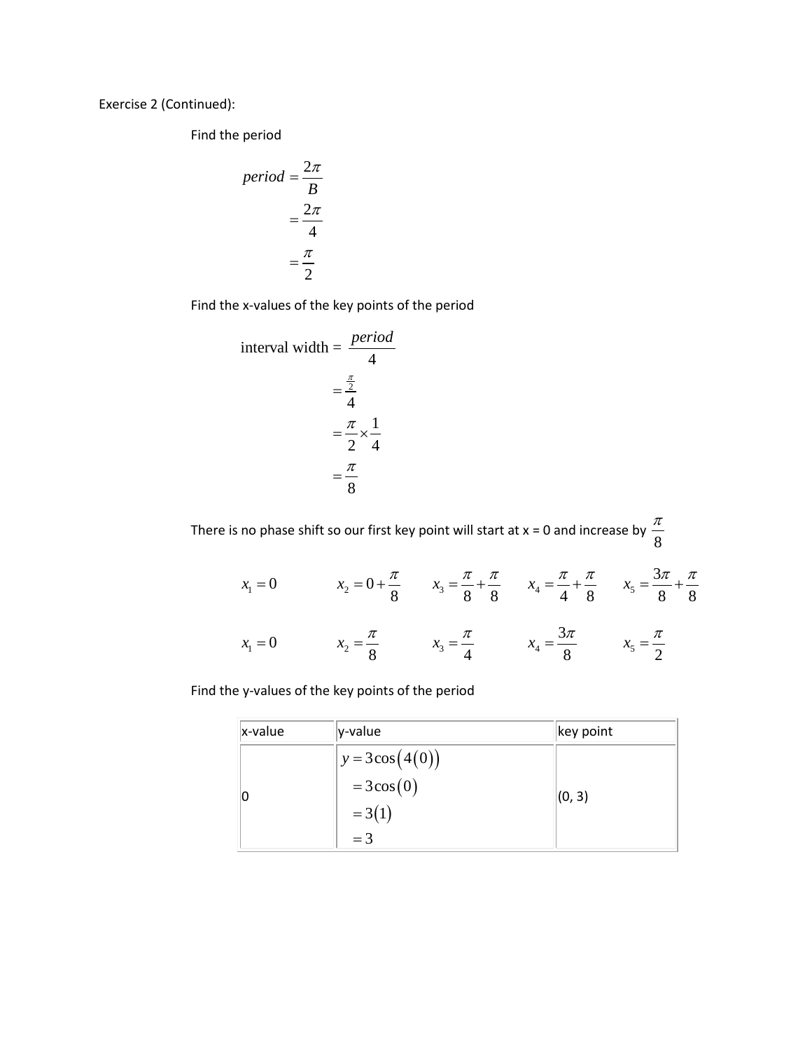Exercise 2 (Continued):

Find the period

$$
\begin{aligned}
period &= \frac{2\pi}{B} \\
&= \frac{2\pi}{4} \\
&= \frac{\pi}{2}
\end{aligned}
$$

Find the x-values of the key points of the period

$$
\begin{aligned}
\text{interval width} &= \frac{period}{4} \\
&= \frac{\frac{\pi}{2}}{4} \\
&= \frac{\pi}{2} \times \frac{1}{4} \\
&= \frac{\pi}{8}
\end{aligned}
$$

There is no phase shift so our first key point will start at x = 0 and increase by $\frac{\pi}{8}$

$$
x_1 = 0 \qquad x_2 = 0 + \frac{\pi}{8} \qquad x_3 = \frac{\pi}{8} + \frac{\pi}{8} \qquad x_4 = \frac{\pi}{4} + \frac{\pi}{8} \qquad x_5 = \frac{3\pi}{8} + \frac{\pi}{8}
$$

$$
x_1 = 0 \qquad x_2 = \frac{\pi}{8} \qquad x_3 = \frac{\pi}{4} \qquad x_4 = \frac{3\pi}{8} \qquad x_5 = \frac{\pi}{2}
$$

Find the y-values of the key points of the period

| x-value | y-value | key point |
| --- | --- | --- |
| 0 | $y = 3\cos(4(0))$ $= 3\cos(0)$ $= 3(1)$ $= 3$ | (0, 3) |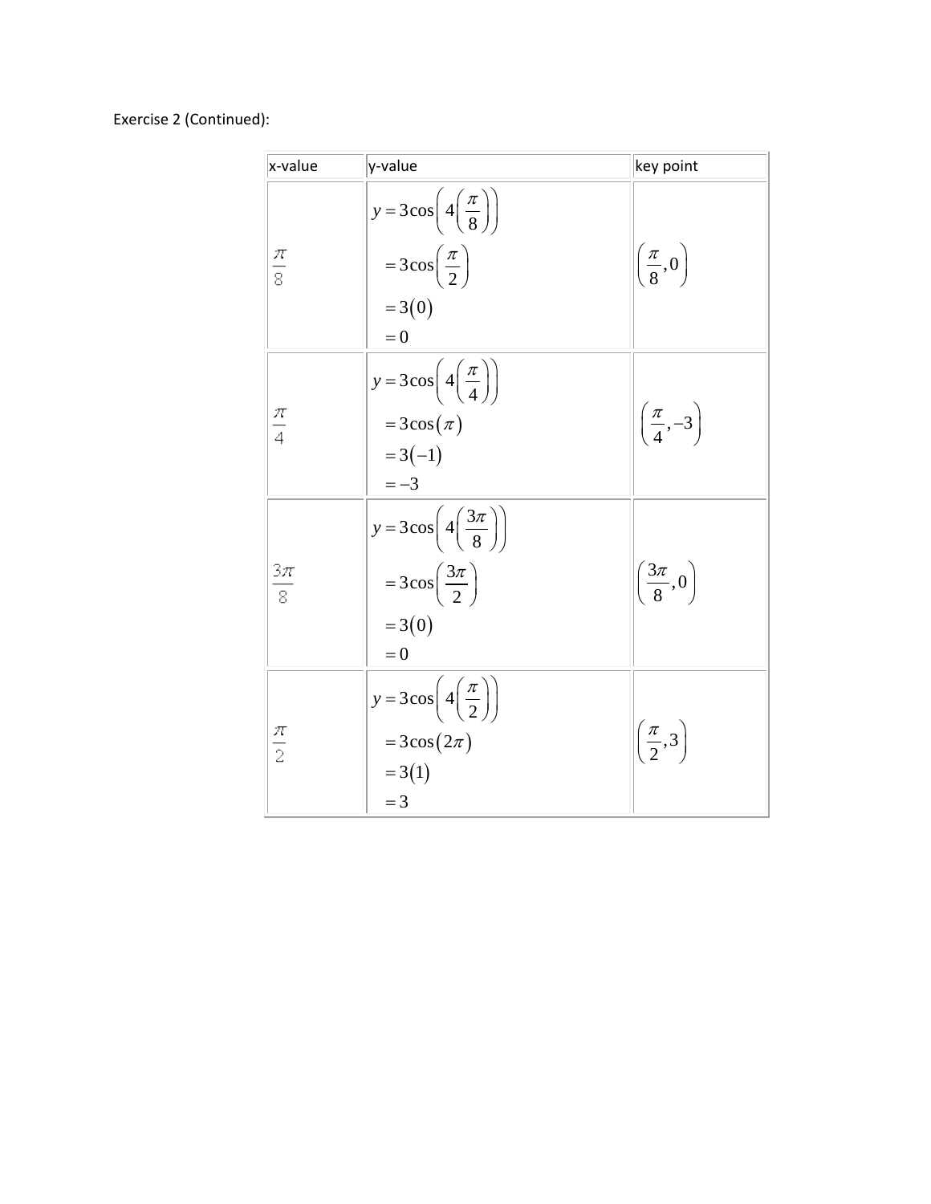Exercise 2 (Continued):

| x-value | y-value | key point |
|---|---|---|
| $\frac{\pi}{8}$ | $y = 3\cos\left(4\left(\frac{\pi}{8}\right)\right)$ <br> $= 3\cos\left(\frac{\pi}{2}\right)$ <br> $= 3(0)$ <br> $= 0$ | $\left(\frac{\pi}{8}, 0\right)$ |
| $\frac{\pi}{4}$ | $y = 3\cos\left(4\left(\frac{\pi}{4}\right)\right)$ <br> $= 3\cos(\pi)$ <br> $= 3(-1)$ <br> $= -3$ | $\left(\frac{\pi}{4}, -3\right)$ |
| $\frac{3\pi}{8}$ | $y = 3\cos\left(4\left(\frac{3\pi}{8}\right)\right)$ <br> $= 3\cos\left(\frac{3\pi}{2}\right)$ <br> $= 3(0)$ <br> $= 0$ | $\left(\frac{3\pi}{8}, 0\right)$ |
| $\frac{\pi}{2}$ | $y = 3\cos\left(4\left(\frac{\pi}{2}\right)\right)$ <br> $= 3\cos(2\pi)$ <br> $= 3(1)$ <br> $= 3$ | $\left(\frac{\pi}{2}, 3\right)$ |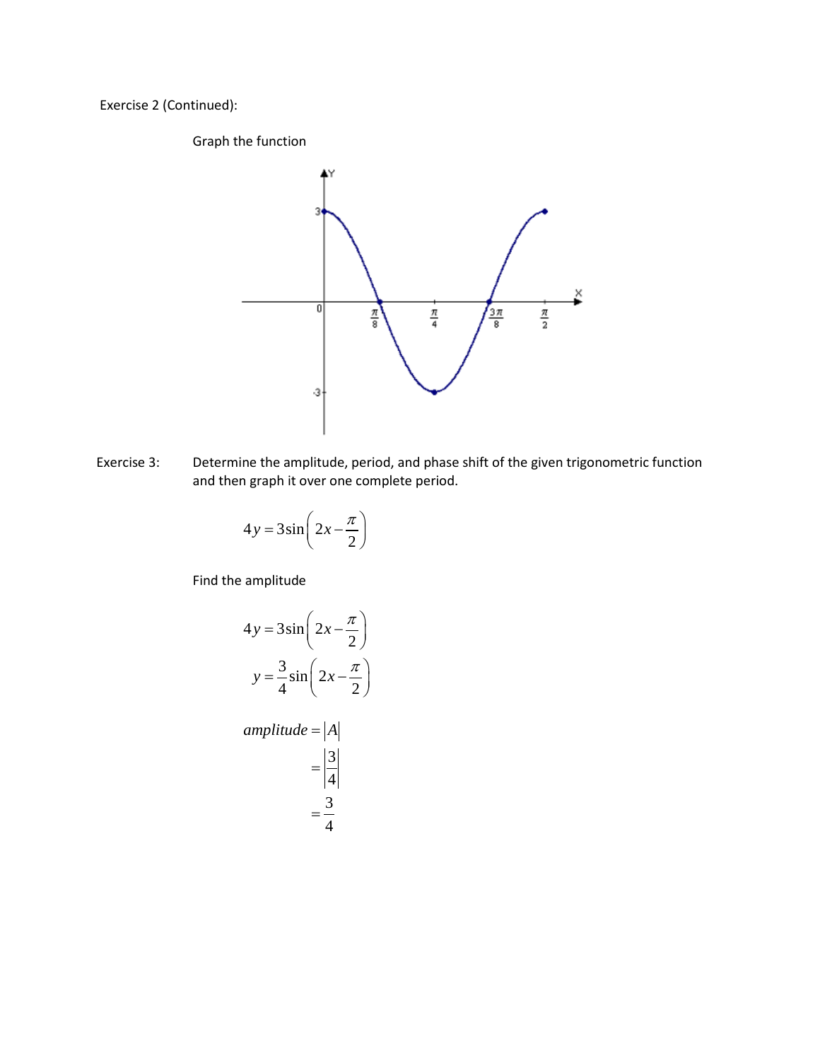Exercise 2 (Continued):

Graph the function

Y
X
3
0
-3
$\frac{\pi}{8}$
$\frac{\pi}{4}$
$\frac{3\pi}{8}$
$\frac{\pi}{2}$

Exercise 3: Determine the amplitude, period, and phase shift of the given trigonometric function and then graph it over one complete period.

$$4y = 3\sin\left(2x - \frac{\pi}{2}\right)$$

Find the amplitude

$$4y = 3\sin\left(2x - \frac{\pi}{2}\right)$$
$$y = \frac{3}{4}\sin\left(2x - \frac{\pi}{2}\right)$$

$$amplitude = |A|$$
$$= \left|\frac{3}{4}\right|$$
$$= \frac{3}{4}$$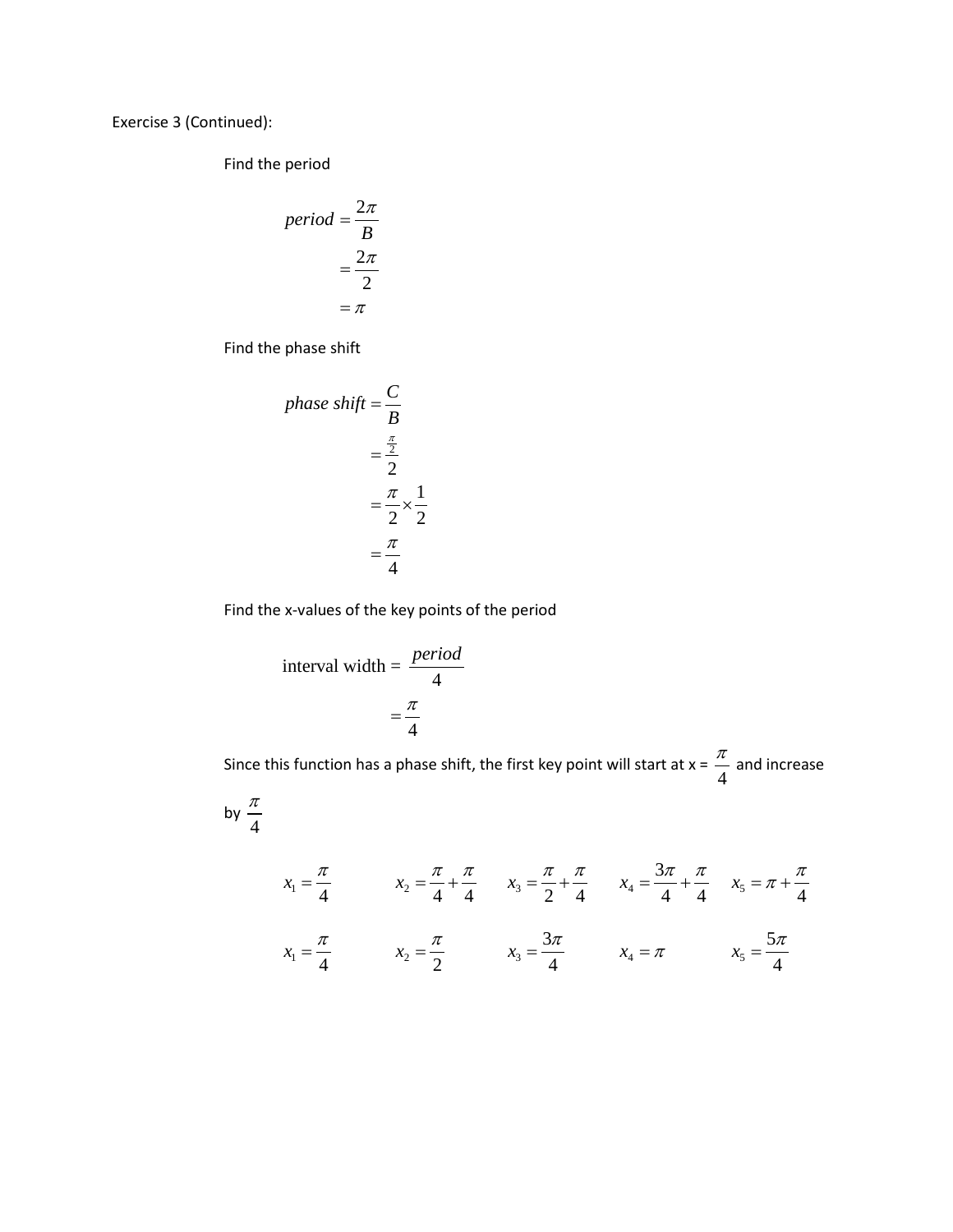Exercise 3 (Continued):

Find the period

$$
\begin{aligned}
period &= \frac{2\pi}{B} \\
&= \frac{2\pi}{2} \\
&= \pi
\end{aligned}
$$

Find the phase shift

$$
\begin{aligned}
phase\ shift &= \frac{C}{B} \\
&= \frac{\frac{\pi}{2}}{2} \\
&= \frac{\pi}{2} \times \frac{1}{2} \\
&= \frac{\pi}{4}
\end{aligned}
$$

Find the x-values of the key points of the period

$$
\begin{aligned}
\text{interval width} &= \frac{period}{4} \\
&= \frac{\pi}{4}
\end{aligned}
$$

Since this function has a phase shift, the first key point will start at x = $\frac{\pi}{4}$ and increase by $\frac{\pi}{4}$

$$
x_1 = \frac{\pi}{4} \qquad x_2 = \frac{\pi}{4} + \frac{\pi}{4} \qquad x_3 = \frac{\pi}{2} + \frac{\pi}{4} \qquad x_4 = \frac{3\pi}{4} + \frac{\pi}{4} \qquad x_5 = \pi + \frac{\pi}{4}
$$

$$
x_1 = \frac{\pi}{4} \qquad x_2 = \frac{\pi}{2} \qquad x_3 = \frac{3\pi}{4} \qquad x_4 = \pi \qquad x_5 = \frac{5\pi}{4}
$$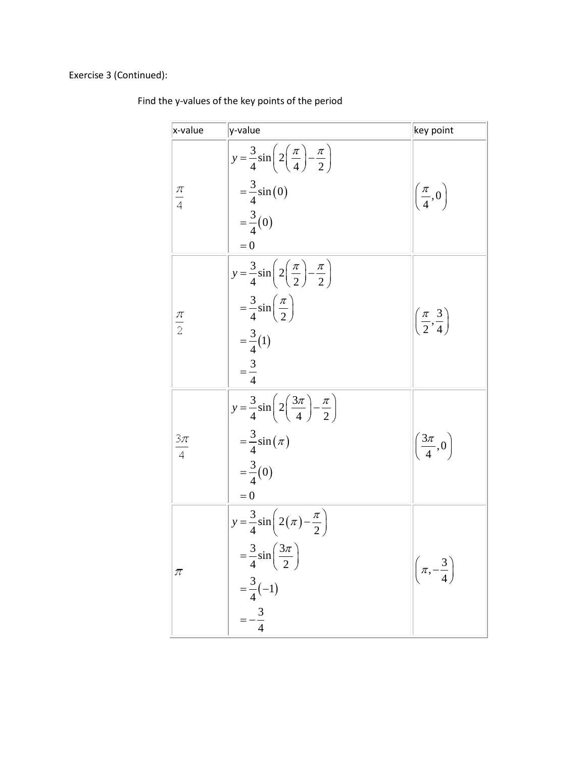Exercise 3 (Continued):

Find the y-values of the key points of the period

| x-value | y-value | key point |
|---|---|---|
| $\frac{\pi}{4}$ | $y = \frac{3}{4}\sin\left(2\left(\frac{\pi}{4}\right) - \frac{\pi}{2}\right)$ <br> $= \frac{3}{4}\sin(0)$ <br> $= \frac{3}{4}(0)$ <br> $= 0$ | $\left(\frac{\pi}{4}, 0\right)$ |
| $\frac{\pi}{2}$ | $y = \frac{3}{4}\sin\left(2\left(\frac{\pi}{2}\right) - \frac{\pi}{2}\right)$ <br> $= \frac{3}{4}\sin\left(\frac{\pi}{2}\right)$ <br> $= \frac{3}{4}(1)$ <br> $= \frac{3}{4}$ | $\left(\frac{\pi}{2}, \frac{3}{4}\right)$ |
| $\frac{3\pi}{4}$ | $y = \frac{3}{4}\sin\left(2\left(\frac{3\pi}{4}\right) - \frac{\pi}{2}\right)$ <br> $= \frac{3}{4}\sin(\pi)$ <br> $= \frac{3}{4}(0)$ <br> $= 0$ | $\left(\frac{3\pi}{4}, 0\right)$ |
| $\pi$ | $y = \frac{3}{4}\sin\left(2(\pi) - \frac{\pi}{2}\right)$ <br> $= \frac{3}{4}\sin\left(\frac{3\pi}{2}\right)$ <br> $= \frac{3}{4}(-1)$ <br> $= -\frac{3}{4}$ | $\left(\pi, -\frac{3}{4}\right)$ |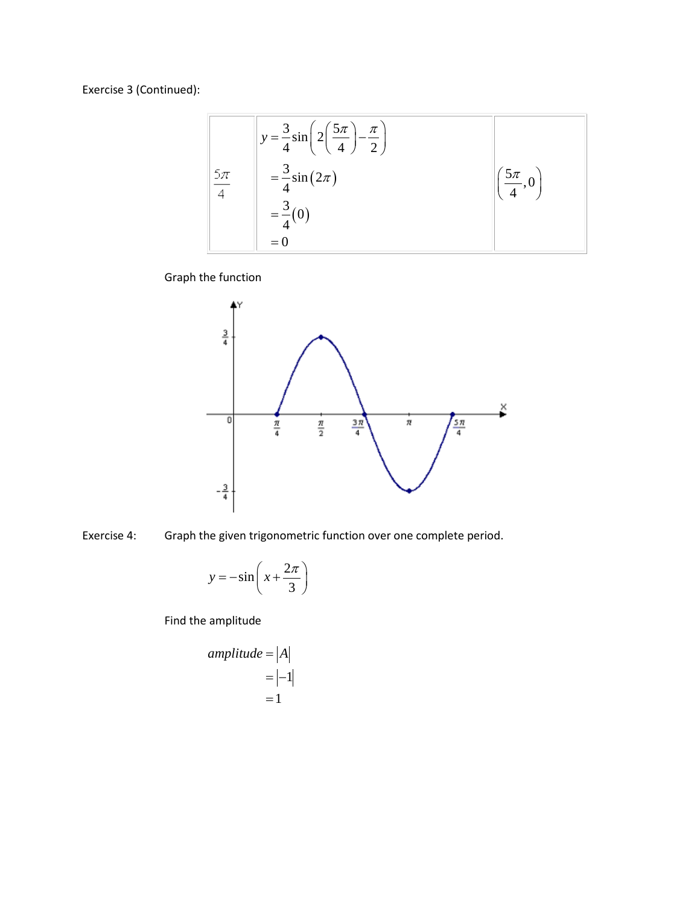Exercise 3 (Continued):

| | | |
|---|---|---|
| $\frac{5\pi}{4}$ | $y=\frac{3}{4}\sin\left(2\left(\frac{5\pi}{4}\right)-\frac{\pi}{2}\right)$ $=\frac{3}{4}\sin(2\pi)$ $=\frac{3}{4}(0)$ $=0$ | $\left(\frac{5\pi}{4},0\right)$ |

Graph the function

Exercise 4: Graph the given trigonometric function over one complete period.

$$y=-\sin\left(x+\frac{2\pi}{3}\right)$$

Find the amplitude

$$\begin{aligned} amplitude &= |A| \\ &= |-1| \\ &= 1 \end{aligned}$$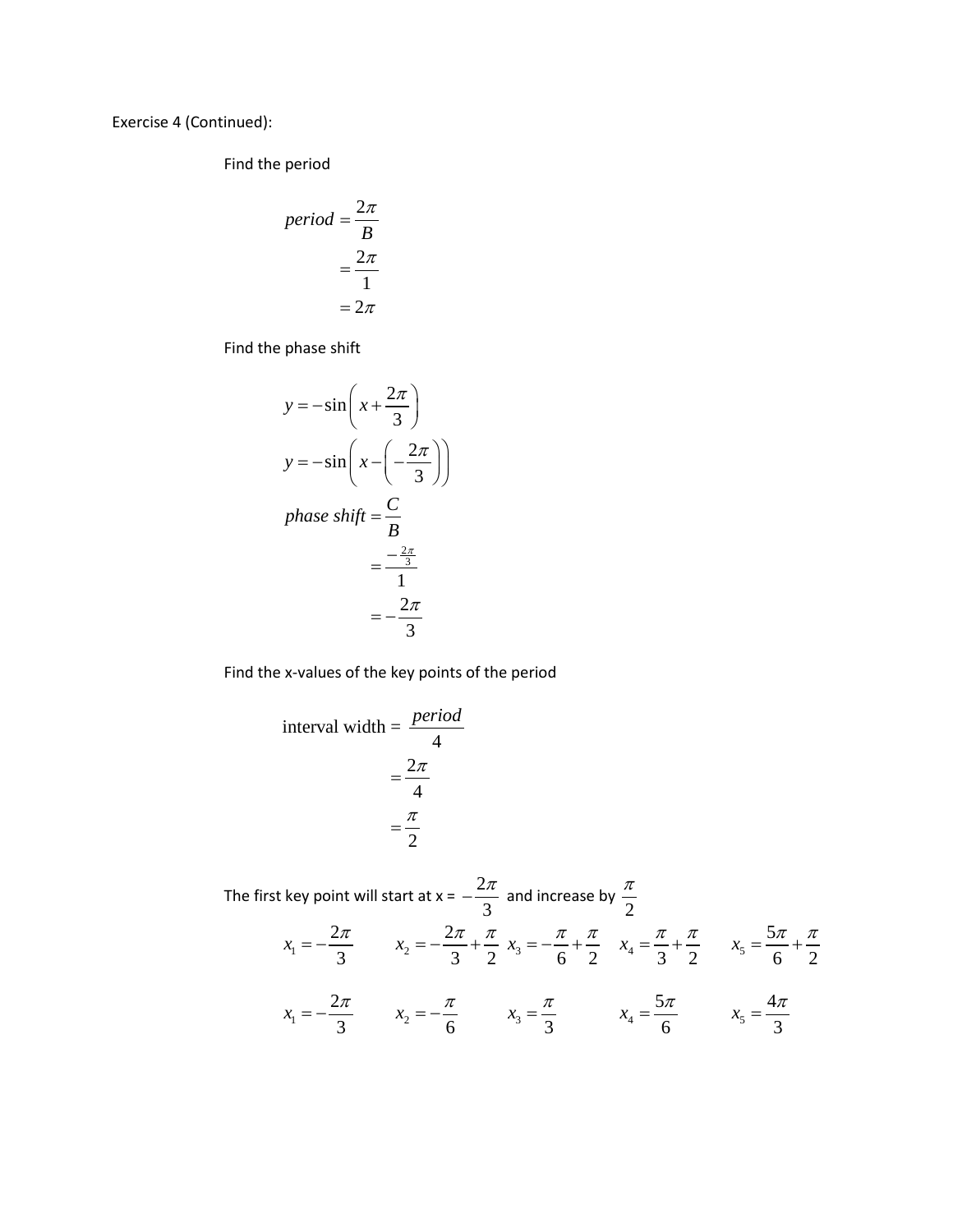Exercise 4 (Continued):

Find the period

$$
\begin{aligned}
period &= \frac{2\pi}{B} \\
&= \frac{2\pi}{1} \\
&= 2\pi
\end{aligned}
$$

Find the phase shift

$$
y = -\sin\left(x + \frac{2\pi}{3}\right)
$$

$$
y = -\sin\left(x - \left(-\frac{2\pi}{3}\right)\right)
$$

$$
\begin{aligned}
phase\ shift &= \frac{C}{B} \\
&= \frac{-\frac{2\pi}{3}}{1} \\
&= -\frac{2\pi}{3}
\end{aligned}
$$

Find the x-values of the key points of the period

$$
\begin{aligned}
\text{interval width} &= \frac{period}{4} \\
&= \frac{2\pi}{4} \\
&= \frac{\pi}{2}
\end{aligned}
$$

The first key point will start at x = $-\frac{2\pi}{3}$ and increase by $\frac{\pi}{2}$

$$
x_1 = -\frac{2\pi}{3} \qquad x_2 = -\frac{2\pi}{3} + \frac{\pi}{2} \qquad x_3 = -\frac{\pi}{6} + \frac{\pi}{2} \qquad x_4 = \frac{\pi}{3} + \frac{\pi}{2} \qquad x_5 = \frac{5\pi}{6} + \frac{\pi}{2}
$$

$$
x_1 = -\frac{2\pi}{3} \qquad x_2 = -\frac{\pi}{6} \qquad x_3 = \frac{\pi}{3} \qquad x_4 = \frac{5\pi}{6} \qquad x_5 = \frac{4\pi}{3}
$$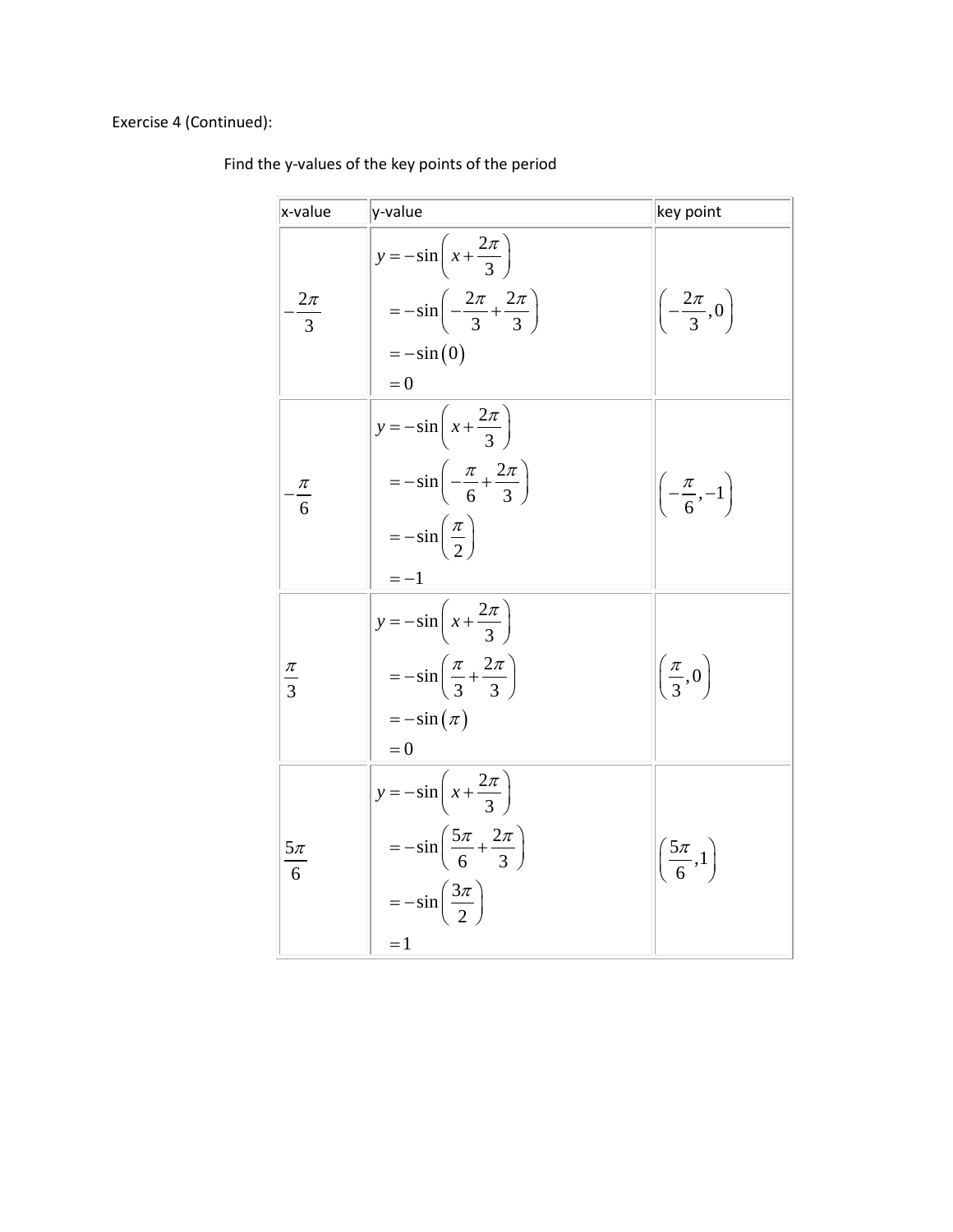Exercise 4 (Continued):

Find the y-values of the key points of the period

| x-value | y-value | key point |
|---|---|---|
| $-\frac{2\pi}{3}$ | $y = -\sin\left(x + \frac{2\pi}{3}\right)$ <br> $= -\sin\left(-\frac{2\pi}{3} + \frac{2\pi}{3}\right)$ <br> $= -\sin(0)$ <br> $= 0$ | $\left(-\frac{2\pi}{3}, 0\right)$ |
| $-\frac{\pi}{6}$ | $y = -\sin\left(x + \frac{2\pi}{3}\right)$ <br> $= -\sin\left(-\frac{\pi}{6} + \frac{2\pi}{3}\right)$ <br> $= -\sin\left(\frac{\pi}{2}\right)$ <br> $= -1$ | $\left(-\frac{\pi}{6}, -1\right)$ |
| $\frac{\pi}{3}$ | $y = -\sin\left(x + \frac{2\pi}{3}\right)$ <br> $= -\sin\left(\frac{\pi}{3} + \frac{2\pi}{3}\right)$ <br> $= -\sin(\pi)$ <br> $= 0$ | $\left(\frac{\pi}{3}, 0\right)$ |
| $\frac{5\pi}{6}$ | $y = -\sin\left(x + \frac{2\pi}{3}\right)$ <br> $= -\sin\left(\frac{5\pi}{6} + \frac{2\pi}{3}\right)$ <br> $= -\sin\left(\frac{3\pi}{2}\right)$ <br> $= 1$ | $\left(\frac{5\pi}{6}, 1\right)$ |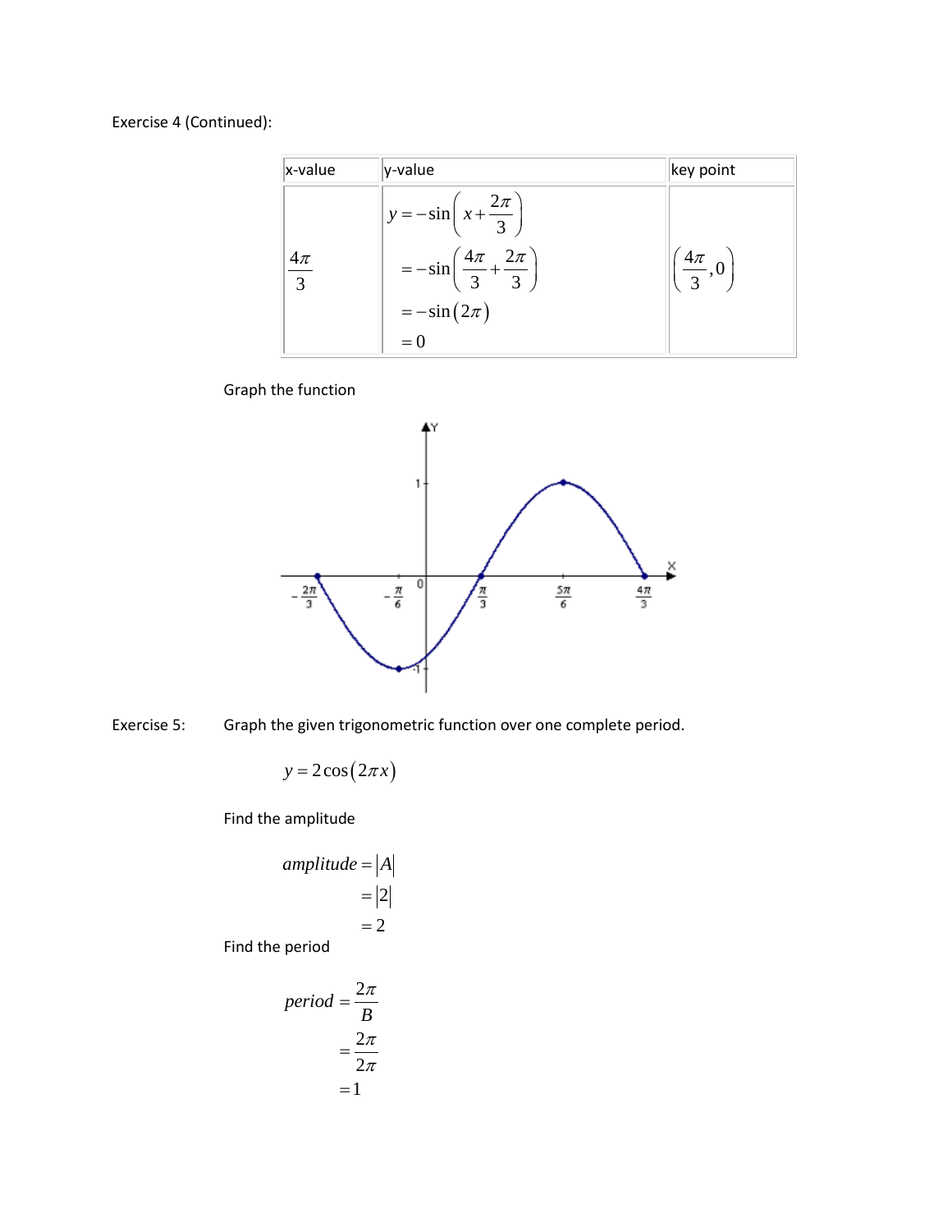Exercise 4 (Continued):

| x-value | y-value | key point |
|---|---|---|
| $\frac{4\pi}{3}$ | $y = -\sin\left(x + \frac{2\pi}{3}\right)$ $= -\sin\left(\frac{4\pi}{3} + \frac{2\pi}{3}\right)$ $= -\sin(2\pi)$ $= 0$ | $\left(\frac{4\pi}{3}, 0\right)$ |

Graph the function

Y
1
-1
0
X
$-\frac{2\pi}{3}$
$-\frac{\pi}{6}$
$\frac{\pi}{3}$
$\frac{5\pi}{6}$
$\frac{4\pi}{3}$

Exercise 5: Graph the given trigonometric function over one complete period.

$$y = 2\cos(2\pi x)$$

Find the amplitude

$$\begin{aligned} amplitude &= |A| \\ &= |2| \\ &= 2 \end{aligned}$$

Find the period

$$\begin{aligned} period &= \frac{2\pi}{B} \\ &= \frac{2\pi}{2\pi} \\ &= 1 \end{aligned}$$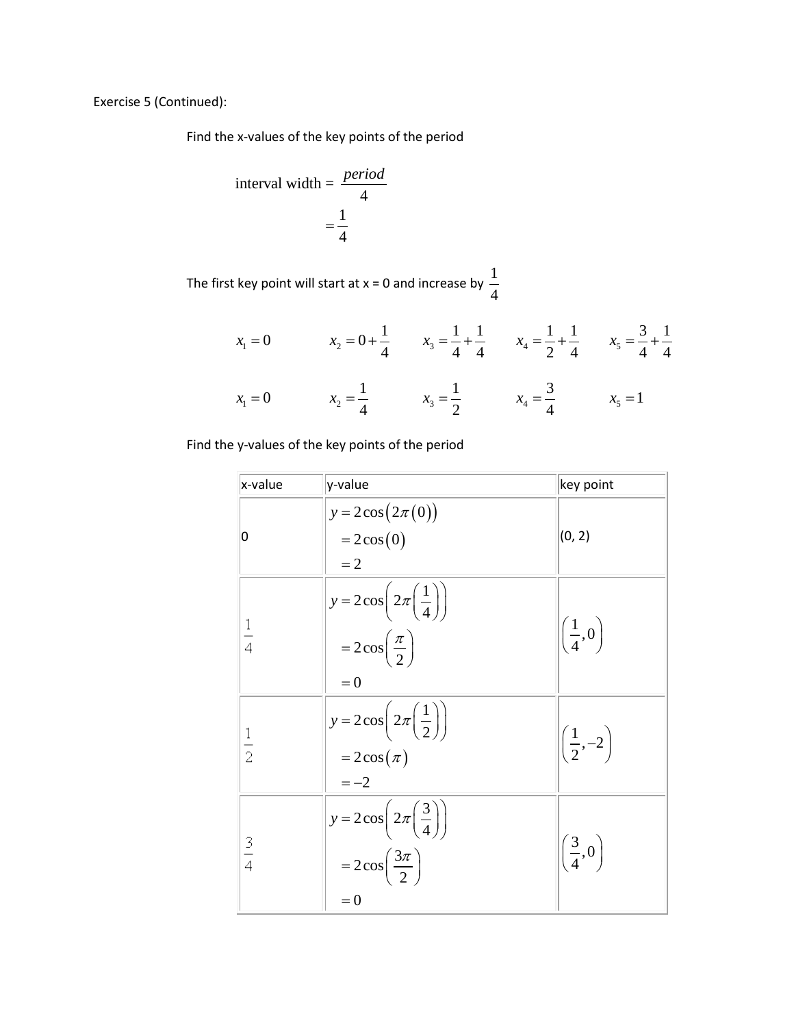Exercise 5 (Continued):

Find the x-values of the key points of the period

$$\text{interval width} = \frac{period}{4}$$
$$= \frac{1}{4}$$

The first key point will start at x = 0 and increase by $\frac{1}{4}$

$$x_1 = 0 \qquad x_2 = 0 + \frac{1}{4} \qquad x_3 = \frac{1}{4} + \frac{1}{4} \qquad x_4 = \frac{1}{2} + \frac{1}{4} \qquad x_5 = \frac{3}{4} + \frac{1}{4}$$

$$x_1 = 0 \qquad x_2 = \frac{1}{4} \qquad x_3 = \frac{1}{2} \qquad x_4 = \frac{3}{4} \qquad x_5 = 1$$

Find the y-values of the key points of the period

| x-value | y-value | key point |
|---|---|---|
| 0 | $y = 2\cos(2\pi(0))$ <br> $= 2\cos(0)$ <br> $= 2$ | (0, 2) |
| $\frac{1}{4}$ | $y = 2\cos\left(2\pi\left(\frac{1}{4}\right)\right)$ <br> $= 2\cos\left(\frac{\pi}{2}\right)$ <br> $= 0$ | $\left(\frac{1}{4}, 0\right)$ |
| $\frac{1}{2}$ | $y = 2\cos\left(2\pi\left(\frac{1}{2}\right)\right)$ <br> $= 2\cos(\pi)$ <br> $= -2$ | $\left(\frac{1}{2}, -2\right)$ |
| $\frac{3}{4}$ | $y = 2\cos\left(2\pi\left(\frac{3}{4}\right)\right)$ <br> $= 2\cos\left(\frac{3\pi}{2}\right)$ <br> $= 0$ | $\left(\frac{3}{4}, 0\right)$ |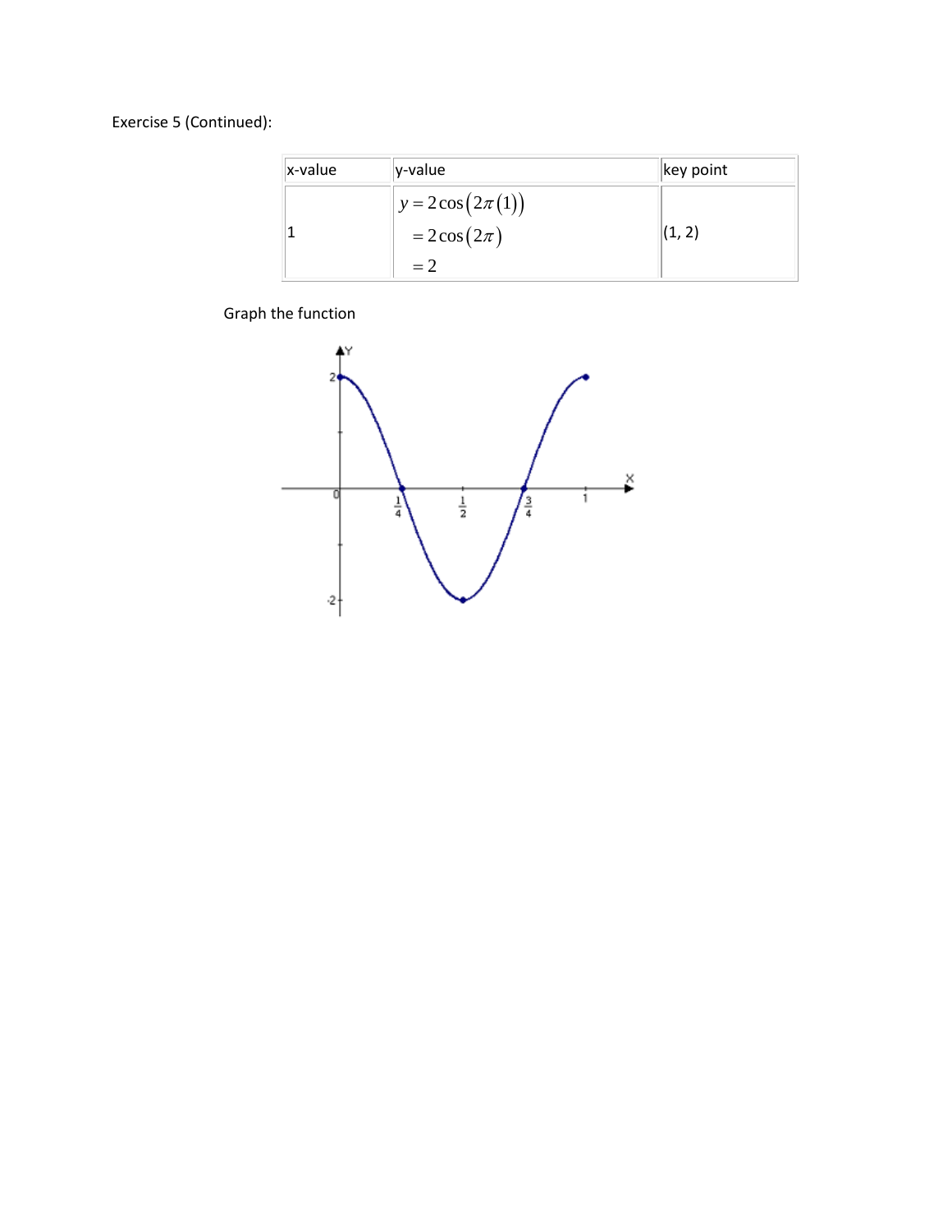Exercise 5 (Continued):

| x-value | y-value | key point |
|---|---|---|
| 1 | $y = 2\cos(2\pi(1))$ <br> $= 2\cos(2\pi)$ <br> $= 2$ | (1, 2) |

Graph the function

Y

X

2

-2

0

$\frac{1}{4}$

$\frac{1}{2}$

$\frac{3}{4}$

1